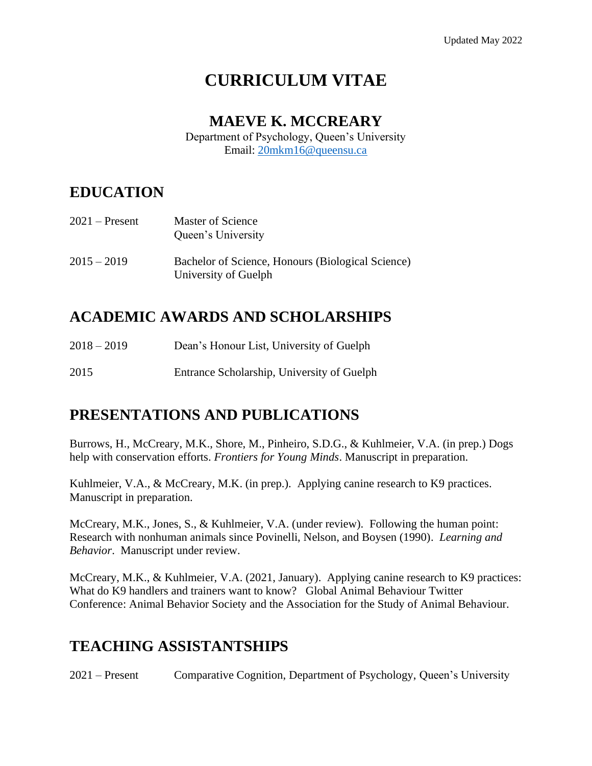Updated May 2022

# CURRICULUM VITAE

## MAEVE K. MCCREARY

Department of Psychology, Queen's University
Email: 20mkm16@queensu.ca

## EDUCATION

2021 – Present Master of Science
Queen's University

2015 – 2019 Bachelor of Science, Honours (Biological Science)
University of Guelph

## ACADEMIC AWARDS AND SCHOLARSHIPS

2018 – 2019 Dean's Honour List, University of Guelph

2015 Entrance Scholarship, University of Guelph

## PRESENTATIONS AND PUBLICATIONS

Burrows, H., McCreary, M.K., Shore, M., Pinheiro, S.D.G., & Kuhlmeier, V.A. (in prep.) Dogs help with conservation efforts. *Frontiers for Young Minds*. Manuscript in preparation.

Kuhlmeier, V.A., & McCreary, M.K. (in prep.). Applying canine research to K9 practices. Manuscript in preparation.

McCreary, M.K., Jones, S., & Kuhlmeier, V.A. (under review). Following the human point: Research with nonhuman animals since Povinelli, Nelson, and Boysen (1990). *Learning and Behavior*. Manuscript under review.

McCreary, M.K., & Kuhlmeier, V.A. (2021, January). Applying canine research to K9 practices: What do K9 handlers and trainers want to know? Global Animal Behaviour Twitter Conference: Animal Behavior Society and the Association for the Study of Animal Behaviour.

## TEACHING ASSISTANTSHIPS

2021 – Present Comparative Cognition, Department of Psychology, Queen's University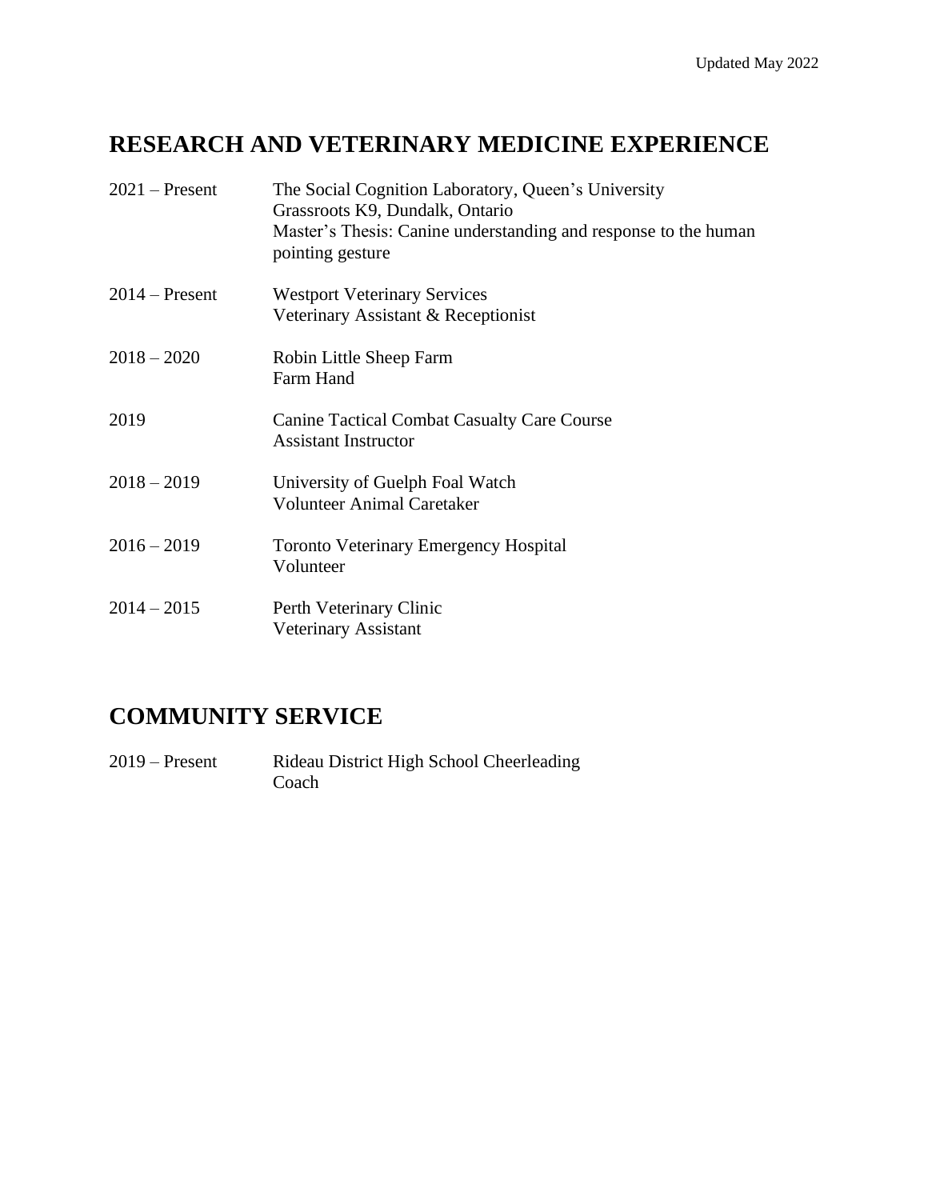Updated May 2022

## RESEARCH AND VETERINARY MEDICINE EXPERIENCE

| | |
|---|---|
| 2021 – Present | The Social Cognition Laboratory, Queen's University<br>Grassroots K9, Dundalk, Ontario<br>Master's Thesis: Canine understanding and response to the human pointing gesture |
| 2014 – Present | Westport Veterinary Services<br>Veterinary Assistant & Receptionist |
| 2018 – 2020 | Robin Little Sheep Farm<br>Farm Hand |
| 2019 | Canine Tactical Combat Casualty Care Course<br>Assistant Instructor |
| 2018 – 2019 | University of Guelph Foal Watch<br>Volunteer Animal Caretaker |
| 2016 – 2019 | Toronto Veterinary Emergency Hospital<br>Volunteer |
| 2014 – 2015 | Perth Veterinary Clinic<br>Veterinary Assistant |

## COMMUNITY SERVICE

| | |
|---|---|
| 2019 – Present | Rideau District High School Cheerleading<br>Coach |